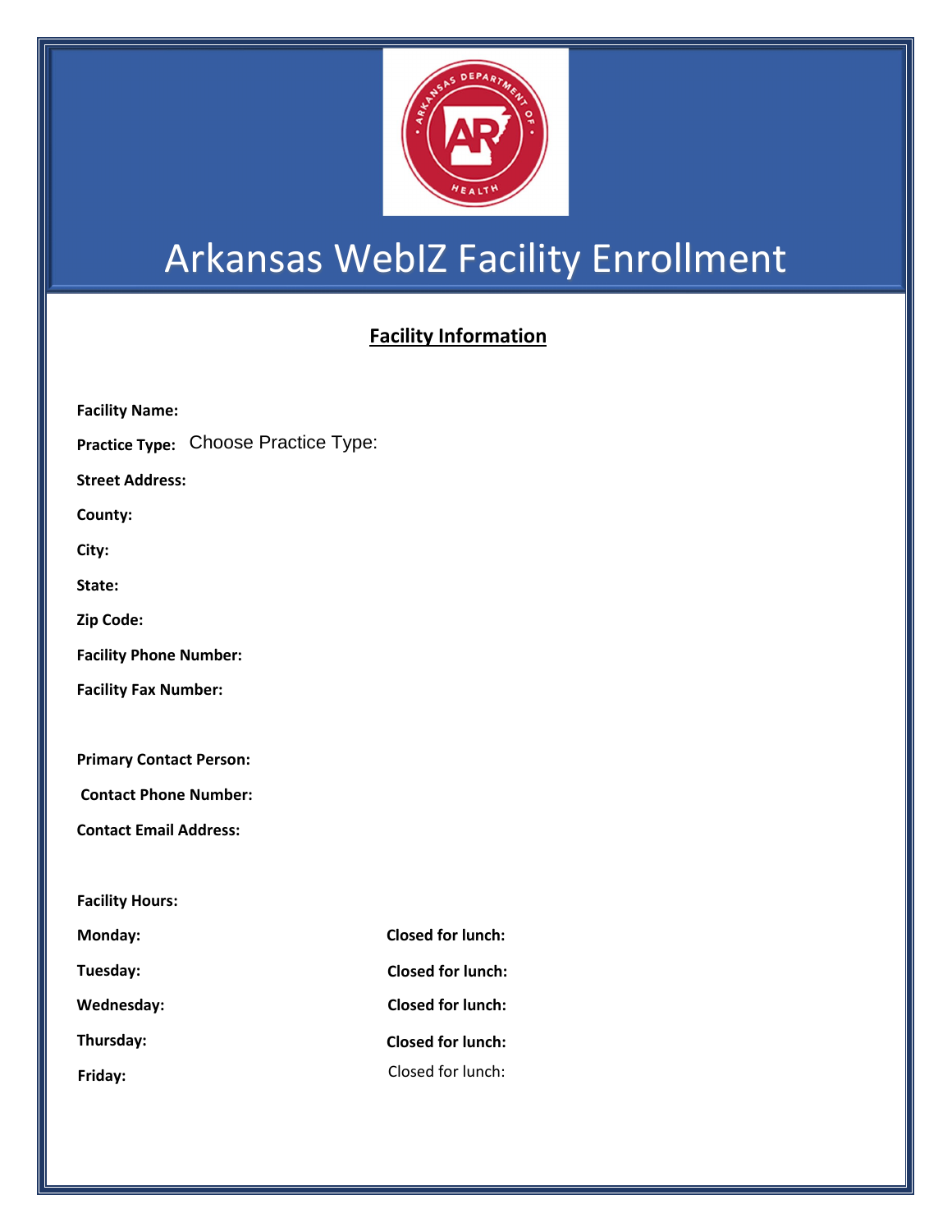# Arkansas WebIZ Facility Enrollment

## Facility Information

**Facility Name:**

**Practice Type:** Choose Practice Type:

**Street Address:**

**County:**

**City:**

**State:**

**Zip Code:**

**Facility Phone Number:**

**Facility Fax Number:**

**Primary Contact Person:**

**Contact Phone Number:**

**Contact Email Address:**

**Facility Hours:**

**Monday:** **Closed for lunch:**

**Tuesday:** **Closed for lunch:**

**Wednesday:** **Closed for lunch:**

**Thursday:** **Closed for lunch:**

**Friday:** Closed for lunch: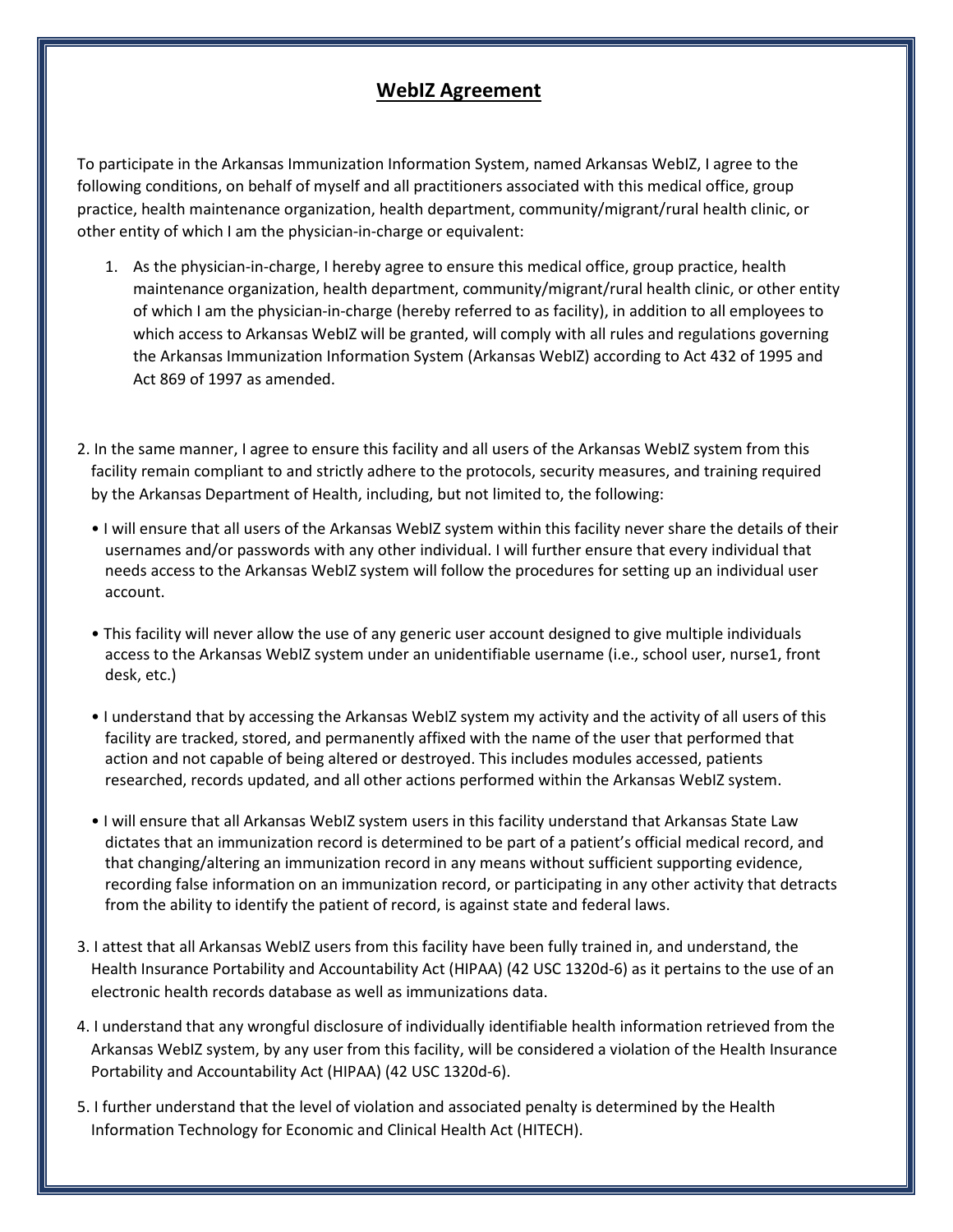## WebIZ Agreement

To participate in the Arkansas Immunization Information System, named Arkansas WebIZ, I agree to the following conditions, on behalf of myself and all practitioners associated with this medical office, group practice, health maintenance organization, health department, community/migrant/rural health clinic, or other entity of which I am the physician-in-charge or equivalent:

1. As the physician-in-charge, I hereby agree to ensure this medical office, group practice, health maintenance organization, health department, community/migrant/rural health clinic, or other entity of which I am the physician-in-charge (hereby referred to as facility), in addition to all employees to which access to Arkansas WebIZ will be granted, will comply with all rules and regulations governing the Arkansas Immunization Information System (Arkansas WebIZ) according to Act 432 of 1995 and Act 869 of 1997 as amended.

2. In the same manner, I agree to ensure this facility and all users of the Arkansas WebIZ system from this facility remain compliant to and strictly adhere to the protocols, security measures, and training required by the Arkansas Department of Health, including, but not limited to, the following:

   - I will ensure that all users of the Arkansas WebIZ system within this facility never share the details of their usernames and/or passwords with any other individual. I will further ensure that every individual that needs access to the Arkansas WebIZ system will follow the procedures for setting up an individual user account.

   - This facility will never allow the use of any generic user account designed to give multiple individuals access to the Arkansas WebIZ system under an unidentifiable username (i.e., school user, nurse1, front desk, etc.)

   - I understand that by accessing the Arkansas WebIZ system my activity and the activity of all users of this facility are tracked, stored, and permanently affixed with the name of the user that performed that action and not capable of being altered or destroyed. This includes modules accessed, patients researched, records updated, and all other actions performed within the Arkansas WebIZ system.

   - I will ensure that all Arkansas WebIZ system users in this facility understand that Arkansas State Law dictates that an immunization record is determined to be part of a patient's official medical record, and that changing/altering an immunization record in any means without sufficient supporting evidence, recording false information on an immunization record, or participating in any other activity that detracts from the ability to identify the patient of record, is against state and federal laws.

3. I attest that all Arkansas WebIZ users from this facility have been fully trained in, and understand, the Health Insurance Portability and Accountability Act (HIPAA) (42 USC 1320d-6) as it pertains to the use of an electronic health records database as well as immunizations data.

4. I understand that any wrongful disclosure of individually identifiable health information retrieved from the Arkansas WebIZ system, by any user from this facility, will be considered a violation of the Health Insurance Portability and Accountability Act (HIPAA) (42 USC 1320d-6).

5. I further understand that the level of violation and associated penalty is determined by the Health Information Technology for Economic and Clinical Health Act (HITECH).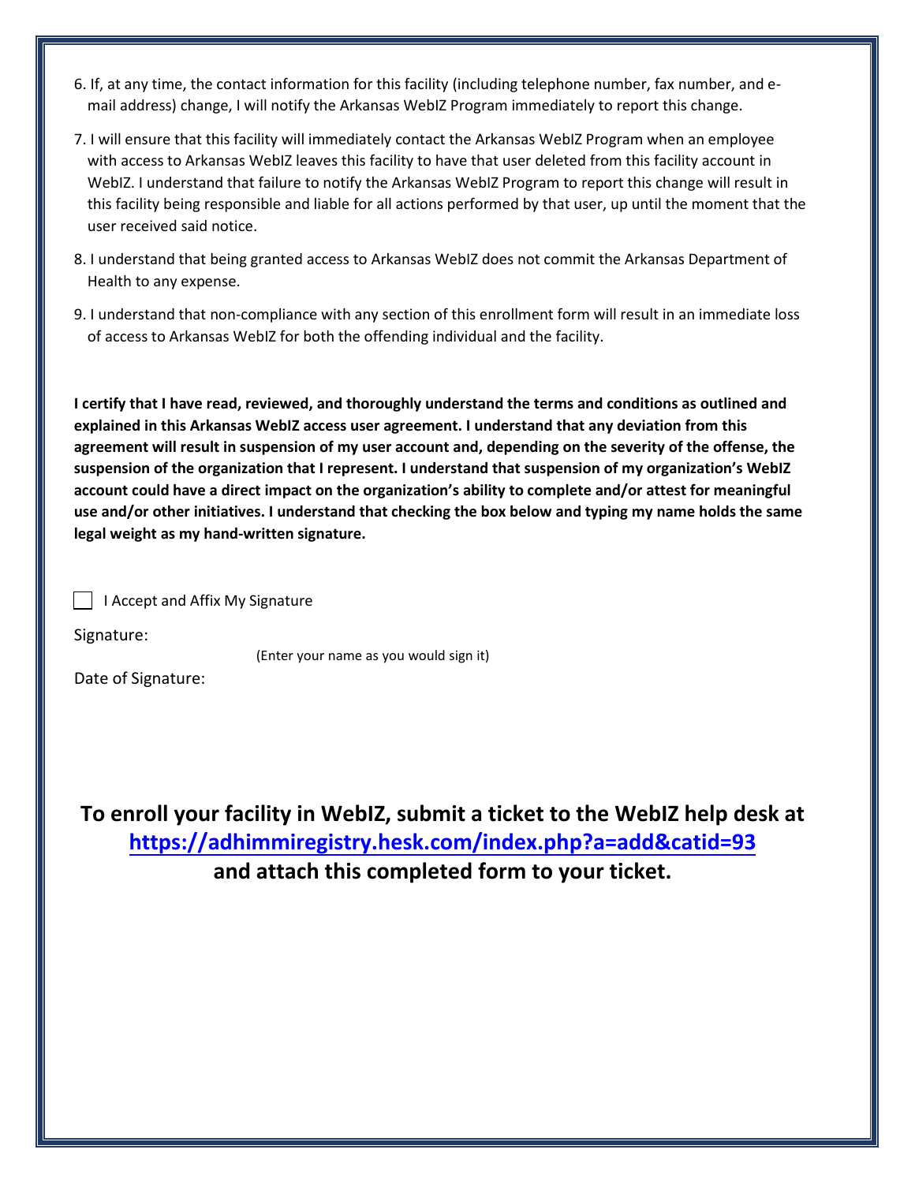6. If, at any time, the contact information for this facility (including telephone number, fax number, and e-mail address) change, I will notify the Arkansas WebIZ Program immediately to report this change.

7. I will ensure that this facility will immediately contact the Arkansas WebIZ Program when an employee with access to Arkansas WebIZ leaves this facility to have that user deleted from this facility account in WebIZ. I understand that failure to notify the Arkansas WebIZ Program to report this change will result in this facility being responsible and liable for all actions performed by that user, up until the moment that the user received said notice.

8. I understand that being granted access to Arkansas WebIZ does not commit the Arkansas Department of Health to any expense.

9. I understand that non-compliance with any section of this enrollment form will result in an immediate loss of access to Arkansas WebIZ for both the offending individual and the facility.

**I certify that I have read, reviewed, and thoroughly understand the terms and conditions as outlined and explained in this Arkansas WebIZ access user agreement. I understand that any deviation from this agreement will result in suspension of my user account and, depending on the severity of the offense, the suspension of the organization that I represent. I understand that suspension of my organization's WebIZ account could have a direct impact on the organization's ability to complete and/or attest for meaningful use and/or other initiatives. I understand that checking the box below and typing my name holds the same legal weight as my hand-written signature.**

☐ I Accept and Affix My Signature

Signature:

(Enter your name as you would sign it)

Date of Signature:

## To enroll your facility in WebIZ, submit a ticket to the WebIZ help desk at https://adhimmiregistry.hesk.com/index.php?a=add&catid=93 and attach this completed form to your ticket.